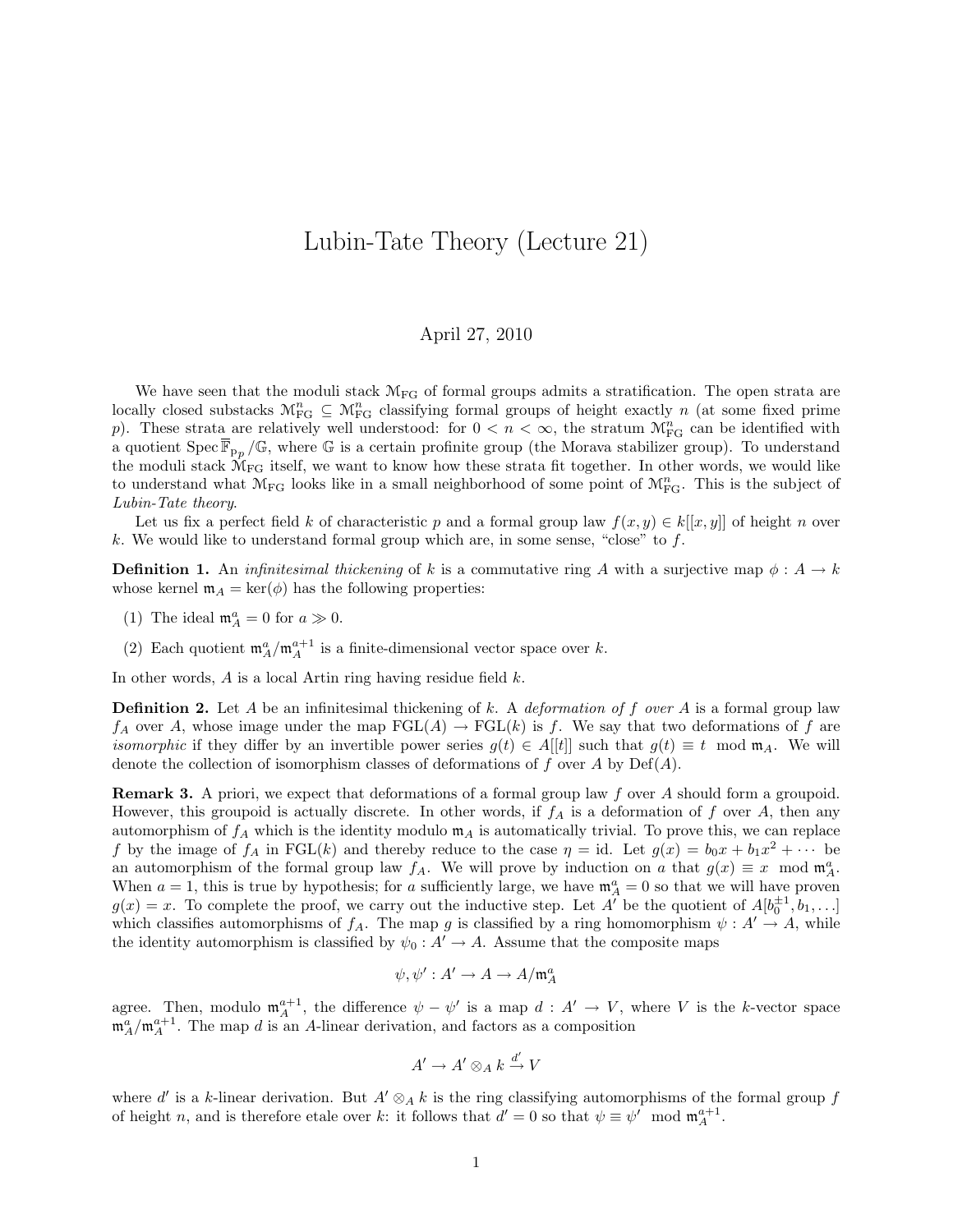# Lubin-Tate Theory (Lecture 21)

April 27, 2010

We have seen that the moduli stack $\mathcal{M}_{\mathrm{FG}}$ of formal groups admits a stratification. The open strata are locally closed substacks $\mathcal{M}^n_{\mathrm{FG}} \subseteq \mathcal{M}^n_{\mathrm{FG}}$ classifying formal groups of height exactly $n$ (at some fixed prime $p$). These strata are relatively well understood: for $0 < n < \infty$, the stratum $\mathcal{M}^n_{\mathrm{FG}}$ can be identified with a quotient $\mathrm{Spec}\,\overline{\mathbb{F}}_{p_p}/\mathbb{G}$, where $\mathbb{G}$ is a certain profinite group (the Morava stabilizer group). To understand the moduli stack $\mathcal{M}_{\mathrm{FG}}$ itself, we want to know how these strata fit together. In other words, we would like to understand what $\mathcal{M}_{\mathrm{FG}}$ looks like in a small neighborhood of some point of $\mathcal{M}^n_{\mathrm{FG}}$. This is the subject of *Lubin-Tate theory*.

Let us fix a perfect field $k$ of characteristic $p$ and a formal group law $f(x, y) \in k[[x, y]]$ of height $n$ over $k$. We would like to understand formal group which are, in some sense, "close" to $f$.

**Definition 1.** An *infinitesimal thickening* of $k$ is a commutative ring $A$ with a surjective map $\phi : A \to k$ whose kernel $\mathfrak{m}_A = \ker(\phi)$ has the following properties:

(1) The ideal $\mathfrak{m}^a_A = 0$ for $a \gg 0$.

(2) Each quotient $\mathfrak{m}^a_A/\mathfrak{m}^{a+1}_A$ is a finite-dimensional vector space over $k$.

In other words, $A$ is a local Artin ring having residue field $k$.

**Definition 2.** Let $A$ be an infinitesimal thickening of $k$. A *deformation of $f$ over $A$* is a formal group law $f_A$ over $A$, whose image under the map $\mathrm{FGL}(A) \to \mathrm{FGL}(k)$ is $f$. We say that two deformations of $f$ are *isomorphic* if they differ by an invertible power series $g(t) \in A[[t]]$ such that $g(t) \equiv t \mod \mathfrak{m}_A$. We will denote the collection of isomorphism classes of deformations of $f$ over $A$ by $\mathrm{Def}(A)$.

**Remark 3.** A priori, we expect that deformations of a formal group law $f$ over $A$ should form a groupoid. However, this groupoid is actually discrete. In other words, if $f_A$ is a deformation of $f$ over $A$, then any automorphism of $f_A$ which is the identity modulo $\mathfrak{m}_A$ is automatically trivial. To prove this, we can replace $f$ by the image of $f_A$ in $\mathrm{FGL}(k)$ and thereby reduce to the case $\eta = \mathrm{id}$. Let $g(x) = b_0 x + b_1 x^2 + \cdots$ be an automorphism of the formal group law $f_A$. We will prove by induction on $a$ that $g(x) \equiv x \mod \mathfrak{m}^a_A$. When $a = 1$, this is true by hypothesis; for $a$ sufficiently large, we have $\mathfrak{m}^a_A = 0$ so that we will have proven $g(x) = x$. To complete the proof, we carry out the inductive step. Let $A'$ be the quotient of $A[b_0^{\pm 1}, b_1, \ldots]$ which classifies automorphisms of $f_A$. The map $g$ is classified by a ring homomorphism $\psi : A' \to A$, while the identity automorphism is classified by $\psi_0 : A' \to A$. Assume that the composite maps

$$\psi, \psi' : A' \to A \to A/\mathfrak{m}^a_A$$

agree. Then, modulo $\mathfrak{m}^{a+1}_A$, the difference $\psi - \psi'$ is a map $d : A' \to V$, where $V$ is the $k$-vector space $\mathfrak{m}^a_A/\mathfrak{m}^{a+1}_A$. The map $d$ is an $A$-linear derivation, and factors as a composition

$$A' \to A' \otimes_A k \xrightarrow{d'} V$$

where $d'$ is a $k$-linear derivation. But $A' \otimes_A k$ is the ring classifying automorphisms of the formal group $f$ of height $n$, and is therefore etale over $k$: it follows that $d' = 0$ so that $\psi \equiv \psi' \mod \mathfrak{m}^{a+1}_A$.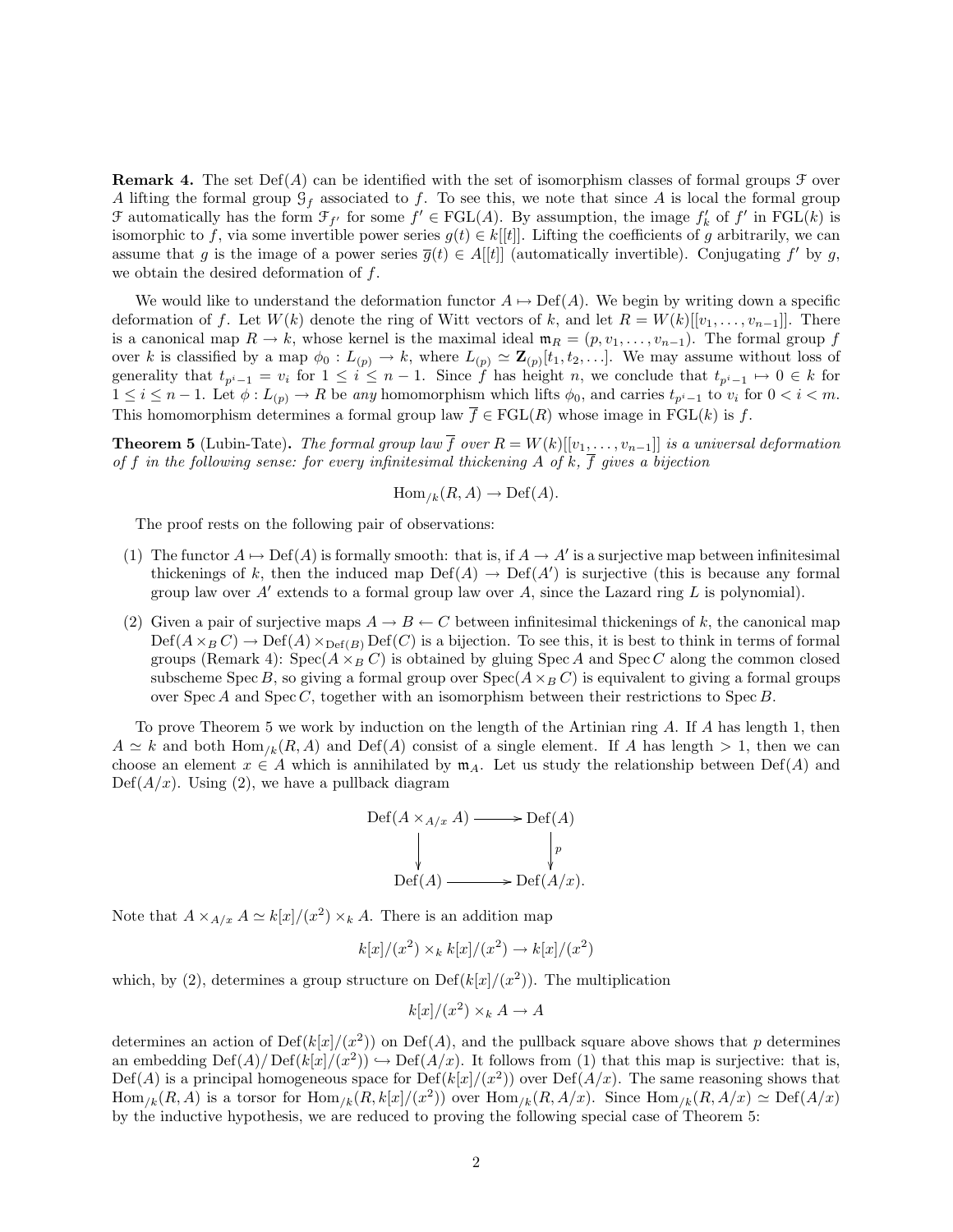**Remark 4.** The set $\mathrm{Def}(A)$ can be identified with the set of isomorphism classes of formal groups $\mathcal{F}$ over $A$ lifting the formal group $\mathcal{G}_f$ associated to $f$. To see this, we note that since $A$ is local the formal group $\mathcal{F}$ automatically has the form $\mathcal{F}_{f'}$ for some $f' \in \mathrm{FGL}(A)$. By assumption, the image $f'_k$ of $f'$ in $\mathrm{FGL}(k)$ is isomorphic to $f$, via some invertible power series $g(t) \in k[[t]]$. Lifting the coefficients of $g$ arbitrarily, we can assume that $g$ is the image of a power series $\overline{g}(t) \in A[[t]]$ (automatically invertible). Conjugating $f'$ by $g$, we obtain the desired deformation of $f$.

We would like to understand the deformation functor $A \mapsto \mathrm{Def}(A)$. We begin by writing down a specific deformation of $f$. Let $W(k)$ denote the ring of Witt vectors of $k$, and let $R = W(k)[[v_1, \ldots, v_{n-1}]]$. There is a canonical map $R \to k$, whose kernel is the maximal ideal $\mathfrak{m}_R = (p, v_1, \ldots, v_{n-1})$. The formal group $f$ over $k$ is classified by a map $\phi_0 : L_{(p)} \to k$, where $L_{(p)} \simeq \mathbf{Z}_{(p)}[t_1, t_2, \ldots]$. We may assume without loss of generality that $t_{p^i-1} = v_i$ for $1 \leq i \leq n-1$. Since $f$ has height $n$, we conclude that $t_{p^i-1} \mapsto 0 \in k$ for $1 \leq i \leq n-1$. Let $\phi : L_{(p)} \to R$ be *any* homomorphism which lifts $\phi_0$, and carries $t_{p^i-1}$ to $v_i$ for $0 < i < m$. This homomorphism determines a formal group law $\overline{f} \in \mathrm{FGL}(R)$ whose image in $\mathrm{FGL}(k)$ is $f$.

**Theorem 5** (Lubin-Tate). *The formal group law $\overline{f}$ over $R = W(k)[[v_1, \ldots, v_{n-1}]]$ is a universal deformation of $f$ in the following sense: for every infinitesimal thickening $A$ of $k$, $\overline{f}$ gives a bijection*

$$\mathrm{Hom}_{/k}(R, A) \to \mathrm{Def}(A).$$

The proof rests on the following pair of observations:

(1) The functor $A \mapsto \mathrm{Def}(A)$ is formally smooth: that is, if $A \to A'$ is a surjective map between infinitesimal thickenings of $k$, then the induced map $\mathrm{Def}(A) \to \mathrm{Def}(A')$ is surjective (this is because any formal group law over $A'$ extends to a formal group law over $A$, since the Lazard ring $L$ is polynomial).

(2) Given a pair of surjective maps $A \to B \leftarrow C$ between infinitesimal thickenings of $k$, the canonical map $\mathrm{Def}(A \times_B C) \to \mathrm{Def}(A) \times_{\mathrm{Def}(B)} \mathrm{Def}(C)$ is a bijection. To see this, it is best to think in terms of formal groups (Remark 4): $\mathrm{Spec}(A \times_B C)$ is obtained by gluing $\mathrm{Spec}\, A$ and $\mathrm{Spec}\, C$ along the common closed subscheme $\mathrm{Spec}\, B$, so giving a formal group over $\mathrm{Spec}(A \times_B C)$ is equivalent to giving a formal groups over $\mathrm{Spec}\, A$ and $\mathrm{Spec}\, C$, together with an isomorphism between their restrictions to $\mathrm{Spec}\, B$.

To prove Theorem 5 we work by induction on the length of the Artinian ring $A$. If $A$ has length 1, then $A \simeq k$ and both $\mathrm{Hom}_{/k}(R, A)$ and $\mathrm{Def}(A)$ consist of a single element. If $A$ has length $> 1$, then we can choose an element $x \in A$ which is annihilated by $\mathfrak{m}_A$. Let us study the relationship between $\mathrm{Def}(A)$ and $\mathrm{Def}(A/x)$. Using (2), we have a pullback diagram

$$\begin{array}{ccc} \mathrm{Def}(A \times_{A/x} A) & \longrightarrow & \mathrm{Def}(A) \\ \downarrow & & \downarrow p \\ \mathrm{Def}(A) & \longrightarrow & \mathrm{Def}(A/x). \end{array}$$

Note that $A \times_{A/x} A \simeq k[x]/(x^2) \times_k A$. There is an addition map

$$k[x]/(x^2) \times_k k[x]/(x^2) \to k[x]/(x^2)$$

which, by (2), determines a group structure on $\mathrm{Def}(k[x]/(x^2))$. The multiplication

$$k[x]/(x^2) \times_k A \to A$$

determines an action of $\mathrm{Def}(k[x]/(x^2))$ on $\mathrm{Def}(A)$, and the pullback square above shows that $p$ determines an embedding $\mathrm{Def}(A)/\mathrm{Def}(k[x]/(x^2)) \hookrightarrow \mathrm{Def}(A/x)$. It follows from (1) that this map is surjective: that is, $\mathrm{Def}(A)$ is a principal homogeneous space for $\mathrm{Def}(k[x]/(x^2))$ over $\mathrm{Def}(A/x)$. The same reasoning shows that $\mathrm{Hom}_{/k}(R, A)$ is a torsor for $\mathrm{Hom}_{/k}(R, k[x]/(x^2))$ over $\mathrm{Hom}_{/k}(R, A/x)$. Since $\mathrm{Hom}_{/k}(R, A/x) \simeq \mathrm{Def}(A/x)$ by the inductive hypothesis, we are reduced to proving the following special case of Theorem 5: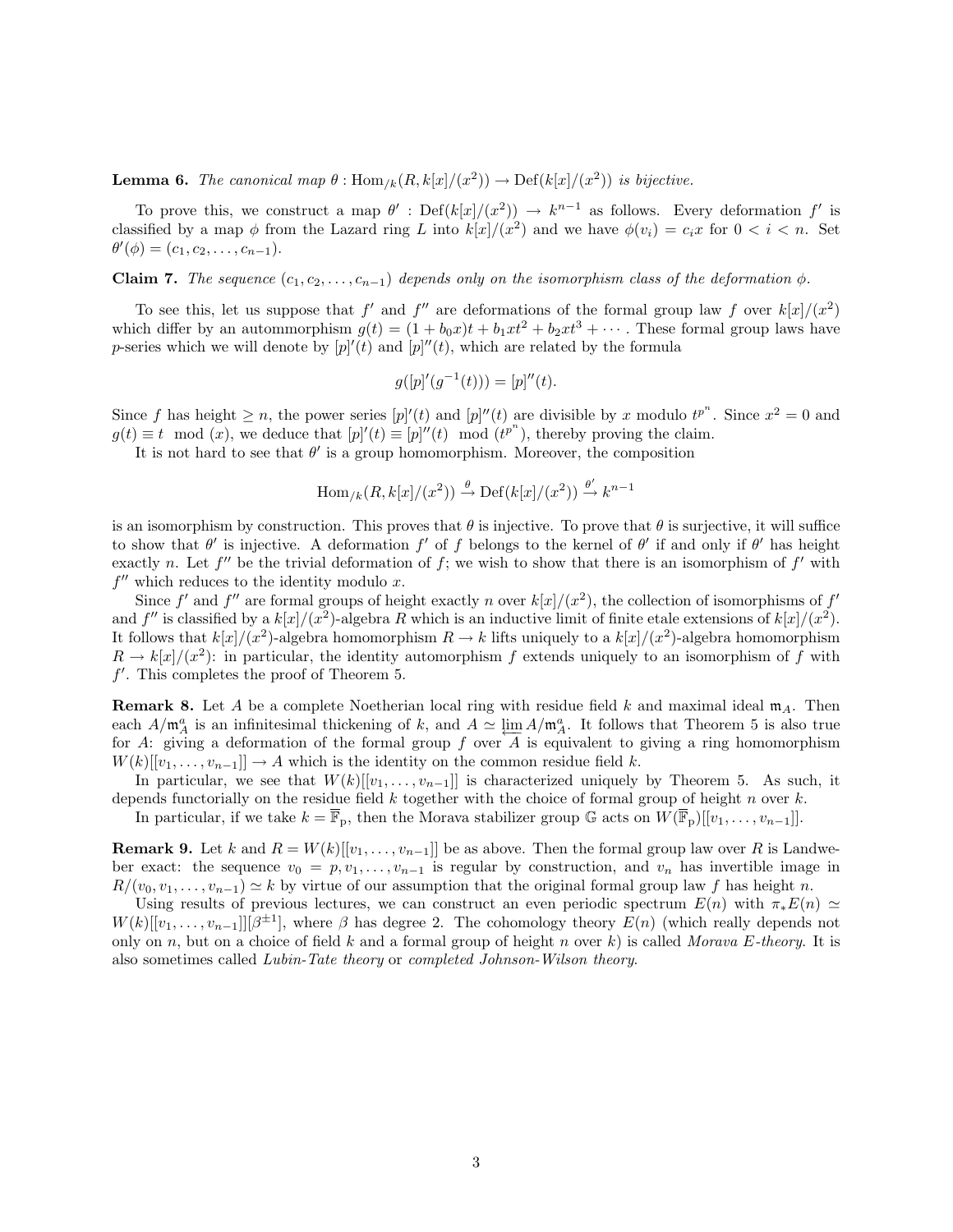**Lemma 6.** *The canonical map $\theta : \mathrm{Hom}_{/k}(R, k[x]/(x^2)) \to \mathrm{Def}(k[x]/(x^2))$ is bijective.*

To prove this, we construct a map $\theta' : \mathrm{Def}(k[x]/(x^2)) \to k^{n-1}$ as follows. Every deformation $f'$ is classified by a map $\phi$ from the Lazard ring $L$ into $k[x]/(x^2)$ and we have $\phi(v_i) = c_i x$ for $0 < i < n$. Set $\theta'(\phi) = (c_1, c_2, \ldots, c_{n-1})$.

**Claim 7.** *The sequence $(c_1, c_2, \ldots, c_{n-1})$ depends only on the isomorphism class of the deformation $\phi$.*

To see this, let us suppose that $f'$ and $f''$ are deformations of the formal group law $f$ over $k[x]/(x^2)$ which differ by an autommorphism $g(t) = (1 + b_0 x)t + b_1 x t^2 + b_2 x t^3 + \cdots$. These formal group laws have $p$-series which we will denote by $[p]'(t)$ and $[p]''(t)$, which are related by the formula

$$g([p]'(g^{-1}(t))) = [p]''(t).$$

Since $f$ has height $\geq n$, the power series $[p]'(t)$ and $[p]''(t)$ are divisible by $x$ modulo $t^{p^n}$. Since $x^2 = 0$ and $g(t) \equiv t \mod (x)$, we deduce that $[p]'(t) \equiv [p]''(t) \mod (t^{p^n})$, thereby proving the claim.

It is not hard to see that $\theta'$ is a group homomorphism. Moreover, the composition

$$\mathrm{Hom}_{/k}(R, k[x]/(x^2)) \xrightarrow{\theta} \mathrm{Def}(k[x]/(x^2)) \xrightarrow{\theta'} k^{n-1}$$

is an isomorphism by construction. This proves that $\theta$ is injective. To prove that $\theta$ is surjective, it will suffice to show that $\theta'$ is injective. A deformation $f'$ of $f$ belongs to the kernel of $\theta'$ if and only if $\theta'$ has height exactly $n$. Let $f''$ be the trivial deformation of $f$; we wish to show that there is an isomorphism of $f'$ with $f''$ which reduces to the identity modulo $x$.

Since $f'$ and $f''$ are formal groups of height exactly $n$ over $k[x]/(x^2)$, the collection of isomorphisms of $f'$ and $f''$ is classified by a $k[x]/(x^2)$-algebra $R$ which is an inductive limit of finite etale extensions of $k[x]/(x^2)$. It follows that $k[x]/(x^2)$-algebra homomorphism $R \to k$ lifts uniquely to a $k[x]/(x^2)$-algebra homomorphism $R \to k[x]/(x^2)$: in particular, the identity automorphism $f$ extends uniquely to an isomorphism of $f$ with $f'$. This completes the proof of Theorem 5.

**Remark 8.** Let $A$ be a complete Noetherian local ring with residue field $k$ and maximal ideal $\mathfrak{m}_A$. Then each $A/\mathfrak{m}_A^a$ is an infinitesimal thickening of $k$, and $A \simeq \varprojlim A/\mathfrak{m}_A^a$. It follows that Theorem 5 is also true for $A$: giving a deformation of the formal group $f$ over $A$ is equivalent to giving a ring homomorphism $W(k)[[v_1, \ldots, v_{n-1}]] \to A$ which is the identity on the common residue field $k$.

In particular, we see that $W(k)[[v_1, \ldots, v_{n-1}]]$ is characterized uniquely by Theorem 5. As such, it depends functorially on the residue field $k$ together with the choice of formal group of height $n$ over $k$.

In particular, if we take $k = \overline{\mathbb{F}}_p$, then the Morava stabilizer group $\mathbb{G}$ acts on $W(\overline{\mathbb{F}}_p)[[v_1, \ldots, v_{n-1}]]$.

**Remark 9.** Let $k$ and $R = W(k)[[v_1, \ldots, v_{n-1}]]$ be as above. Then the formal group law over $R$ is Landweber exact: the sequence $v_0 = p, v_1, \ldots, v_{n-1}$ is regular by construction, and $v_n$ has invertible image in $R/(v_0, v_1, \ldots, v_{n-1}) \simeq k$ by virtue of our assumption that the original formal group law $f$ has height $n$.

Using results of previous lectures, we can construct an even periodic spectrum $E(n)$ with $\pi_* E(n) \simeq W(k)[[v_1, \ldots, v_{n-1}]][\beta^{\pm 1}]$, where $\beta$ has degree 2. The cohomology theory $E(n)$ (which really depends not only on $n$, but on a choice of field $k$ and a formal group of height $n$ over $k$) is called *Morava E-theory*. It is also sometimes called *Lubin-Tate theory* or *completed Johnson-Wilson theory*.